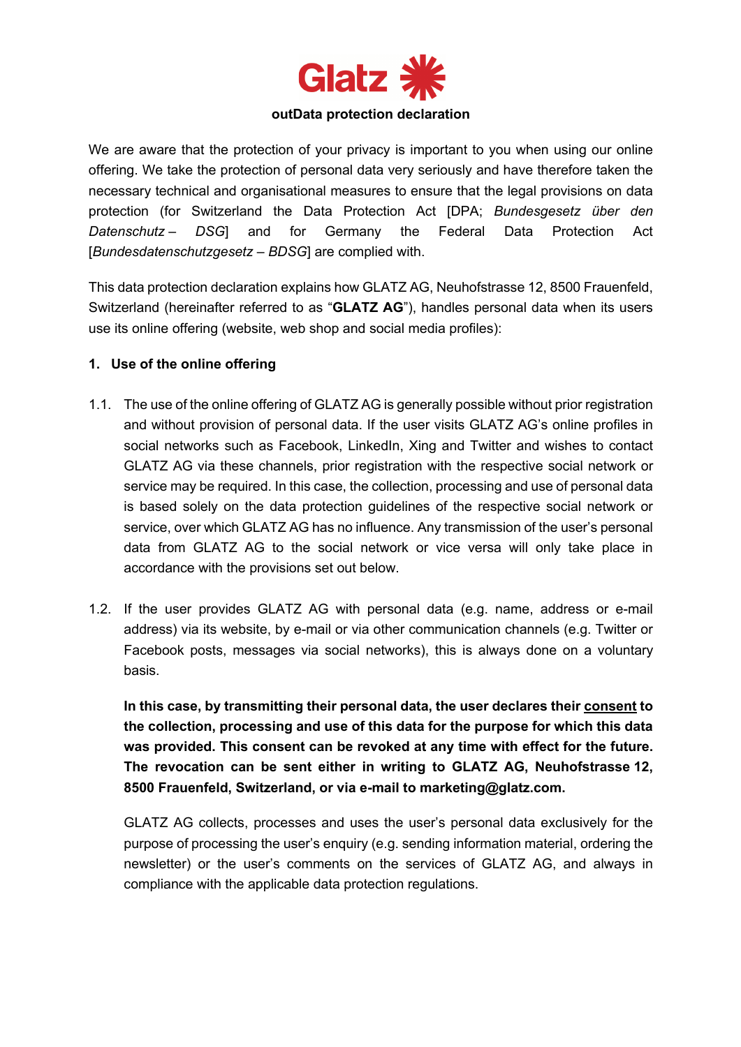Glatz

# outData protection declaration

We are aware that the protection of your privacy is important to you when using our online offering. We take the protection of personal data very seriously and have therefore taken the necessary technical and organisational measures to ensure that the legal provisions on data protection (for Switzerland the Data Protection Act [DPA; *Bundesgesetz über den Datenschutz – DSG*] and for Germany the Federal Data Protection Act [*Bundesdatenschutzgesetz – BDSG*] are complied with.

This data protection declaration explains how GLATZ AG, Neuhofstrasse 12, 8500 Frauenfeld, Switzerland (hereinafter referred to as "**GLATZ AG**"), handles personal data when its users use its online offering (website, web shop and social media profiles):

## 1. Use of the online offering

1.1. The use of the online offering of GLATZ AG is generally possible without prior registration and without provision of personal data. If the user visits GLATZ AG's online profiles in social networks such as Facebook, LinkedIn, Xing and Twitter and wishes to contact GLATZ AG via these channels, prior registration with the respective social network or service may be required. In this case, the collection, processing and use of personal data is based solely on the data protection guidelines of the respective social network or service, over which GLATZ AG has no influence. Any transmission of the user's personal data from GLATZ AG to the social network or vice versa will only take place in accordance with the provisions set out below.

1.2. If the user provides GLATZ AG with personal data (e.g. name, address or e-mail address) via its website, by e-mail or via other communication channels (e.g. Twitter or Facebook posts, messages via social networks), this is always done on a voluntary basis.

**In this case, by transmitting their personal data, the user declares their consent to the collection, processing and use of this data for the purpose for which this data was provided. This consent can be revoked at any time with effect for the future. The revocation can be sent either in writing to GLATZ AG, Neuhofstrasse 12, 8500 Frauenfeld, Switzerland, or via e-mail to marketing@glatz.com.**

GLATZ AG collects, processes and uses the user's personal data exclusively for the purpose of processing the user's enquiry (e.g. sending information material, ordering the newsletter) or the user's comments on the services of GLATZ AG, and always in compliance with the applicable data protection regulations.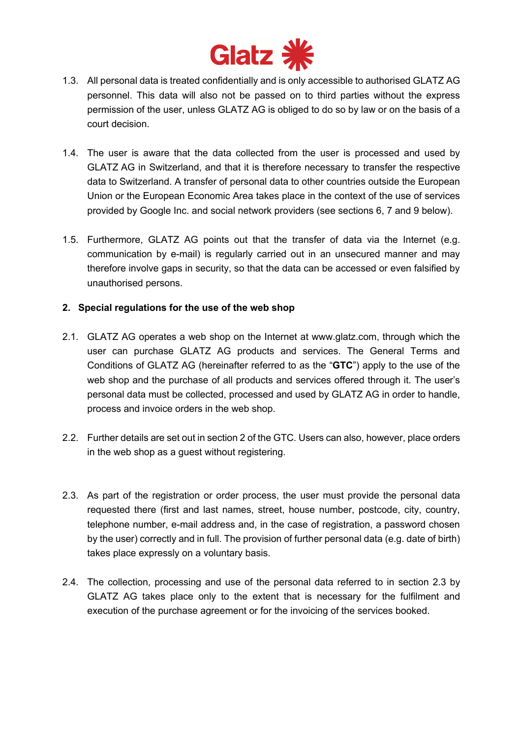1.3. All personal data is treated confidentially and is only accessible to authorised GLATZ AG personnel. This data will also not be passed on to third parties without the express permission of the user, unless GLATZ AG is obliged to do so by law or on the basis of a court decision.

1.4. The user is aware that the data collected from the user is processed and used by GLATZ AG in Switzerland, and that it is therefore necessary to transfer the respective data to Switzerland. A transfer of personal data to other countries outside the European Union or the European Economic Area takes place in the context of the use of services provided by Google Inc. and social network providers (see sections 6, 7 and 9 below).

1.5. Furthermore, GLATZ AG points out that the transfer of data via the Internet (e.g. communication by e-mail) is regularly carried out in an unsecured manner and may therefore involve gaps in security, so that the data can be accessed or even falsified by unauthorised persons.

## 2. Special regulations for the use of the web shop

2.1. GLATZ AG operates a web shop on the Internet at www.glatz.com, through which the user can purchase GLATZ AG products and services. The General Terms and Conditions of GLATZ AG (hereinafter referred to as the "**GTC**") apply to the use of the web shop and the purchase of all products and services offered through it. The user's personal data must be collected, processed and used by GLATZ AG in order to handle, process and invoice orders in the web shop.

2.2. Further details are set out in section 2 of the GTC. Users can also, however, place orders in the web shop as a guest without registering.

2.3. As part of the registration or order process, the user must provide the personal data requested there (first and last names, street, house number, postcode, city, country, telephone number, e-mail address and, in the case of registration, a password chosen by the user) correctly and in full. The provision of further personal data (e.g. date of birth) takes place expressly on a voluntary basis.

2.4. The collection, processing and use of the personal data referred to in section 2.3 by GLATZ AG takes place only to the extent that is necessary for the fulfilment and execution of the purchase agreement or for the invoicing of the services booked.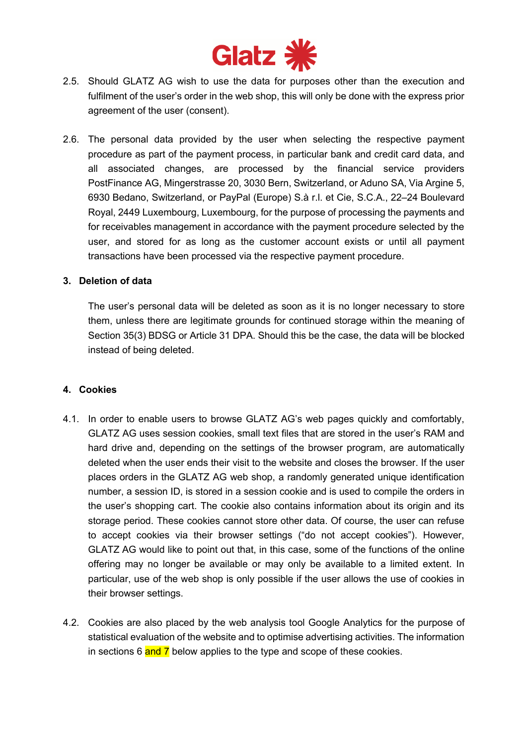2.5. Should GLATZ AG wish to use the data for purposes other than the execution and fulfilment of the user's order in the web shop, this will only be done with the express prior agreement of the user (consent).

2.6. The personal data provided by the user when selecting the respective payment procedure as part of the payment process, in particular bank and credit card data, and all associated changes, are processed by the financial service providers PostFinance AG, Mingerstrasse 20, 3030 Bern, Switzerland, or Aduno SA, Via Argine 5, 6930 Bedano, Switzerland, or PayPal (Europe) S.à r.l. et Cie, S.C.A., 22–24 Boulevard Royal, 2449 Luxembourg, Luxembourg, for the purpose of processing the payments and for receivables management in accordance with the payment procedure selected by the user, and stored for as long as the customer account exists or until all payment transactions have been processed via the respective payment procedure.

## 3. Deletion of data

The user's personal data will be deleted as soon as it is no longer necessary to store them, unless there are legitimate grounds for continued storage within the meaning of Section 35(3) BDSG or Article 31 DPA. Should this be the case, the data will be blocked instead of being deleted.

## 4. Cookies

4.1. In order to enable users to browse GLATZ AG's web pages quickly and comfortably, GLATZ AG uses session cookies, small text files that are stored in the user's RAM and hard drive and, depending on the settings of the browser program, are automatically deleted when the user ends their visit to the website and closes the browser. If the user places orders in the GLATZ AG web shop, a randomly generated unique identification number, a session ID, is stored in a session cookie and is used to compile the orders in the user's shopping cart. The cookie also contains information about its origin and its storage period. These cookies cannot store other data. Of course, the user can refuse to accept cookies via their browser settings ("do not accept cookies"). However, GLATZ AG would like to point out that, in this case, some of the functions of the online offering may no longer be available or may only be available to a limited extent. In particular, use of the web shop is only possible if the user allows the use of cookies in their browser settings.

4.2. Cookies are also placed by the web analysis tool Google Analytics for the purpose of statistical evaluation of the website and to optimise advertising activities. The information in sections 6 and 7 below applies to the type and scope of these cookies.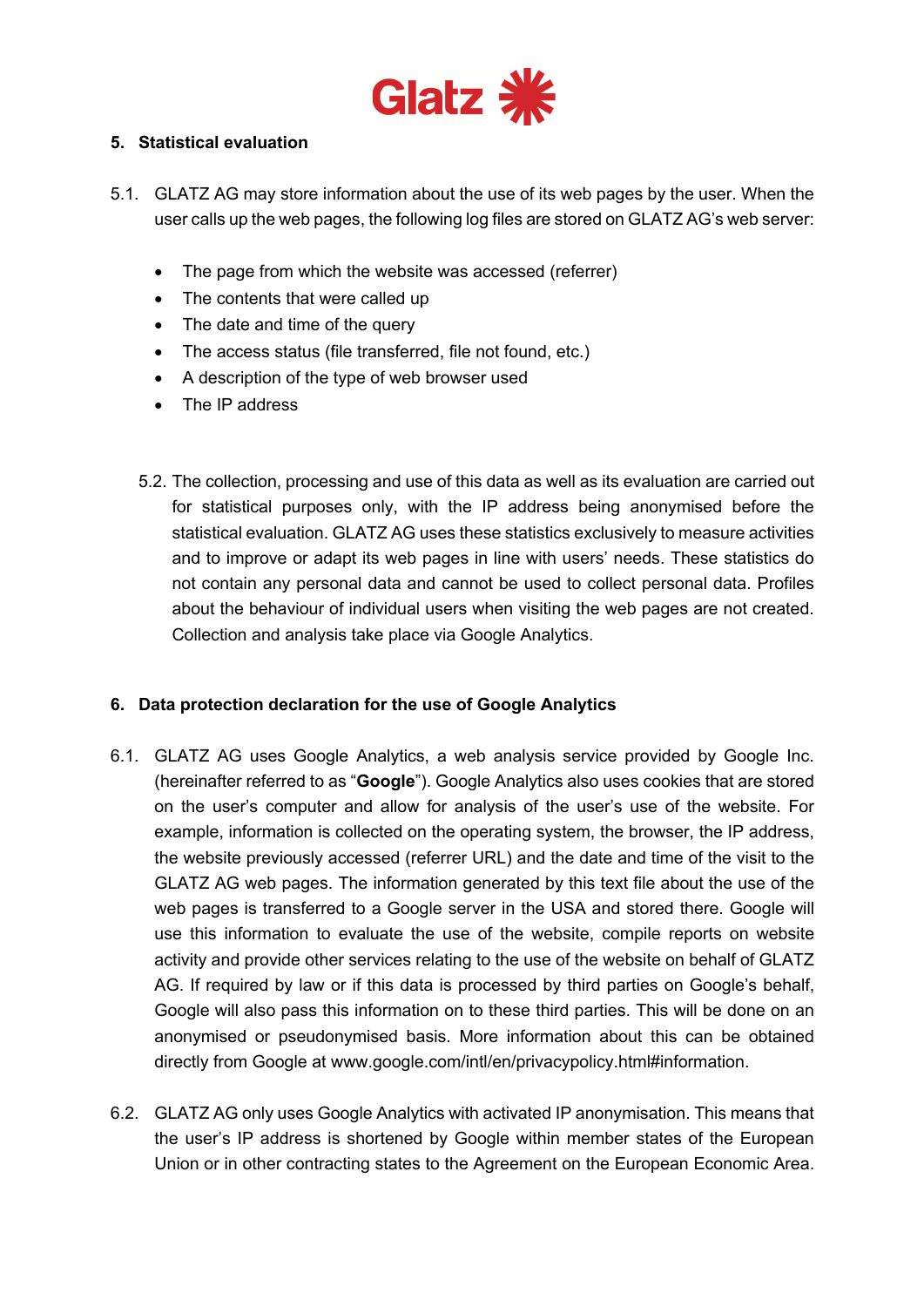## 5. Statistical evaluation

5.1. GLATZ AG may store information about the use of its web pages by the user. When the user calls up the web pages, the following log files are stored on GLATZ AG's web server:

- The page from which the website was accessed (referrer)
- The contents that were called up
- The date and time of the query
- The access status (file transferred, file not found, etc.)
- A description of the type of web browser used
- The IP address

5.2. The collection, processing and use of this data as well as its evaluation are carried out for statistical purposes only, with the IP address being anonymised before the statistical evaluation. GLATZ AG uses these statistics exclusively to measure activities and to improve or adapt its web pages in line with users' needs. These statistics do not contain any personal data and cannot be used to collect personal data. Profiles about the behaviour of individual users when visiting the web pages are not created. Collection and analysis take place via Google Analytics.

## 6. Data protection declaration for the use of Google Analytics

6.1. GLATZ AG uses Google Analytics, a web analysis service provided by Google Inc. (hereinafter referred to as "**Google**"). Google Analytics also uses cookies that are stored on the user's computer and allow for analysis of the user's use of the website. For example, information is collected on the operating system, the browser, the IP address, the website previously accessed (referrer URL) and the date and time of the visit to the GLATZ AG web pages. The information generated by this text file about the use of the web pages is transferred to a Google server in the USA and stored there. Google will use this information to evaluate the use of the website, compile reports on website activity and provide other services relating to the use of the website on behalf of GLATZ AG. If required by law or if this data is processed by third parties on Google's behalf, Google will also pass this information on to these third parties. This will be done on an anonymised or pseudonymised basis. More information about this can be obtained directly from Google at www.google.com/intl/en/privacypolicy.html#information.

6.2. GLATZ AG only uses Google Analytics with activated IP anonymisation. This means that the user's IP address is shortened by Google within member states of the European Union or in other contracting states to the Agreement on the European Economic Area.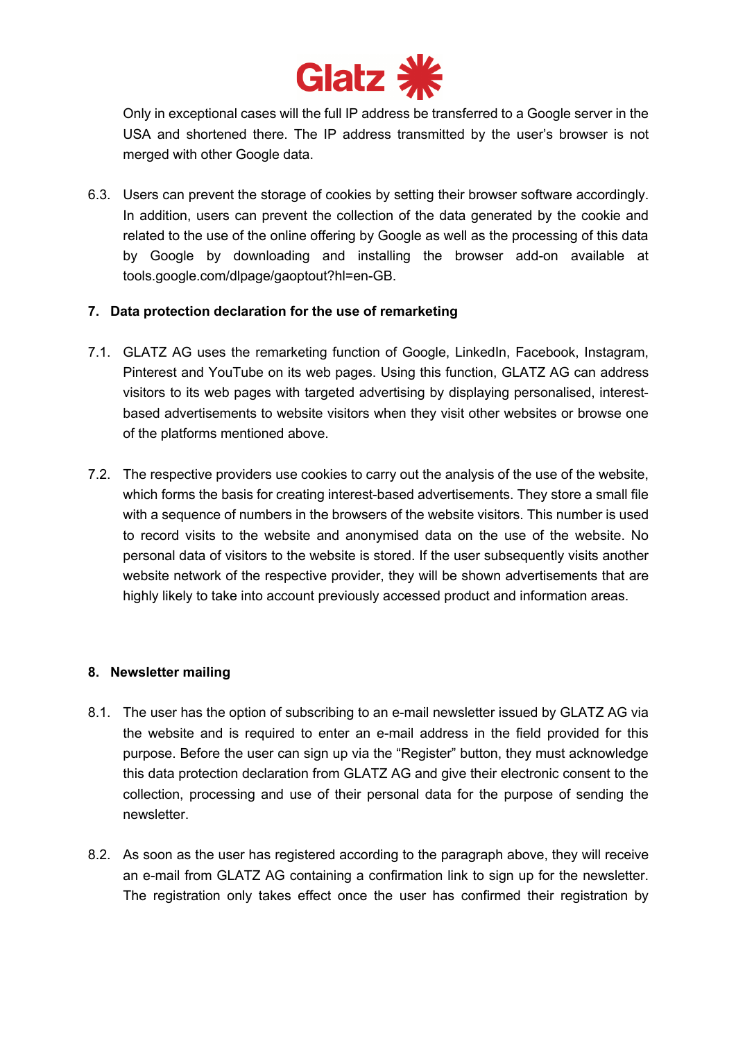Only in exceptional cases will the full IP address be transferred to a Google server in the USA and shortened there. The IP address transmitted by the user's browser is not merged with other Google data.

6.3. Users can prevent the storage of cookies by setting their browser software accordingly. In addition, users can prevent the collection of the data generated by the cookie and related to the use of the online offering by Google as well as the processing of this data by Google by downloading and installing the browser add-on available at tools.google.com/dlpage/gaoptout?hl=en-GB.

## 7. Data protection declaration for the use of remarketing

7.1. GLATZ AG uses the remarketing function of Google, LinkedIn, Facebook, Instagram, Pinterest and YouTube on its web pages. Using this function, GLATZ AG can address visitors to its web pages with targeted advertising by displaying personalised, interest-based advertisements to website visitors when they visit other websites or browse one of the platforms mentioned above.

7.2. The respective providers use cookies to carry out the analysis of the use of the website, which forms the basis for creating interest-based advertisements. They store a small file with a sequence of numbers in the browsers of the website visitors. This number is used to record visits to the website and anonymised data on the use of the website. No personal data of visitors to the website is stored. If the user subsequently visits another website network of the respective provider, they will be shown advertisements that are highly likely to take into account previously accessed product and information areas.

## 8. Newsletter mailing

8.1. The user has the option of subscribing to an e-mail newsletter issued by GLATZ AG via the website and is required to enter an e-mail address in the field provided for this purpose. Before the user can sign up via the "Register" button, they must acknowledge this data protection declaration from GLATZ AG and give their electronic consent to the collection, processing and use of their personal data for the purpose of sending the newsletter.

8.2. As soon as the user has registered according to the paragraph above, they will receive an e-mail from GLATZ AG containing a confirmation link to sign up for the newsletter. The registration only takes effect once the user has confirmed their registration by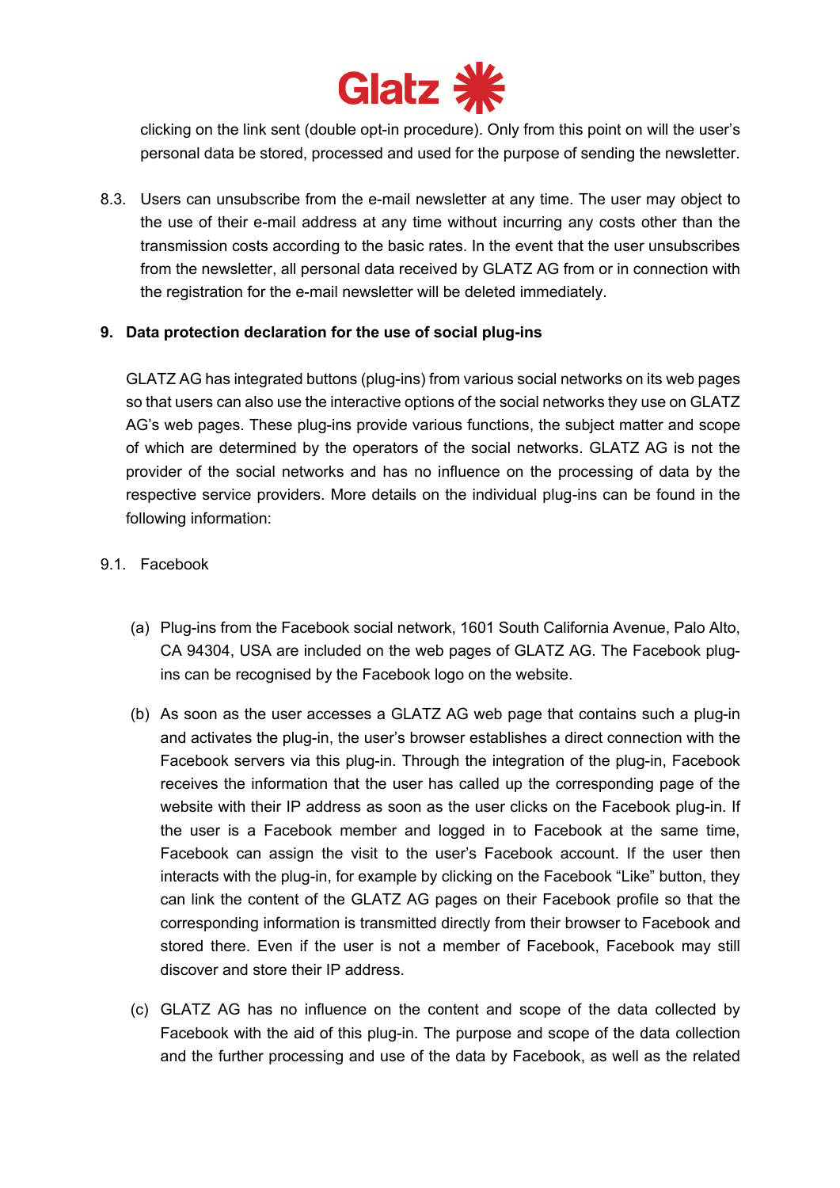clicking on the link sent (double opt-in procedure). Only from this point on will the user's personal data be stored, processed and used for the purpose of sending the newsletter.

8.3. Users can unsubscribe from the e-mail newsletter at any time. The user may object to the use of their e-mail address at any time without incurring any costs other than the transmission costs according to the basic rates. In the event that the user unsubscribes from the newsletter, all personal data received by GLATZ AG from or in connection with the registration for the e-mail newsletter will be deleted immediately.

## 9. Data protection declaration for the use of social plug-ins

GLATZ AG has integrated buttons (plug-ins) from various social networks on its web pages so that users can also use the interactive options of the social networks they use on GLATZ AG's web pages. These plug-ins provide various functions, the subject matter and scope of which are determined by the operators of the social networks. GLATZ AG is not the provider of the social networks and has no influence on the processing of data by the respective service providers. More details on the individual plug-ins can be found in the following information:

9.1. Facebook

(a) Plug-ins from the Facebook social network, 1601 South California Avenue, Palo Alto, CA 94304, USA are included on the web pages of GLATZ AG. The Facebook plug-ins can be recognised by the Facebook logo on the website.

(b) As soon as the user accesses a GLATZ AG web page that contains such a plug-in and activates the plug-in, the user's browser establishes a direct connection with the Facebook servers via this plug-in. Through the integration of the plug-in, Facebook receives the information that the user has called up the corresponding page of the website with their IP address as soon as the user clicks on the Facebook plug-in. If the user is a Facebook member and logged in to Facebook at the same time, Facebook can assign the visit to the user's Facebook account. If the user then interacts with the plug-in, for example by clicking on the Facebook "Like" button, they can link the content of the GLATZ AG pages on their Facebook profile so that the corresponding information is transmitted directly from their browser to Facebook and stored there. Even if the user is not a member of Facebook, Facebook may still discover and store their IP address.

(c) GLATZ AG has no influence on the content and scope of the data collected by Facebook with the aid of this plug-in. The purpose and scope of the data collection and the further processing and use of the data by Facebook, as well as the related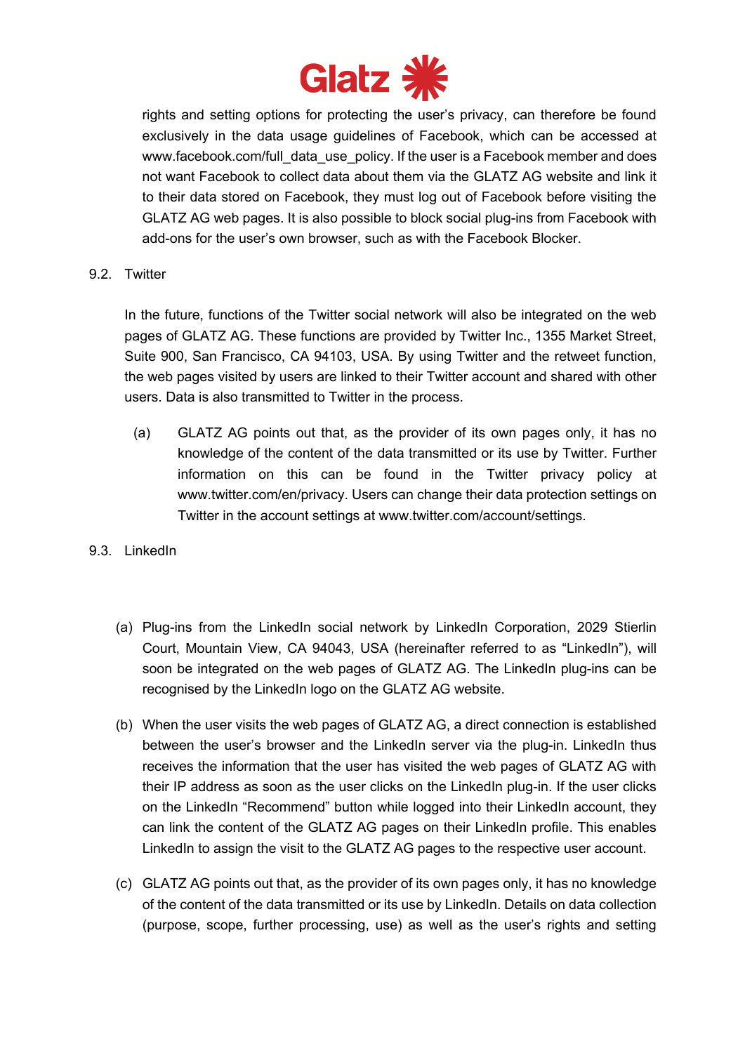rights and setting options for protecting the user's privacy, can therefore be found exclusively in the data usage guidelines of Facebook, which can be accessed at www.facebook.com/full_data_use_policy. If the user is a Facebook member and does not want Facebook to collect data about them via the GLATZ AG website and link it to their data stored on Facebook, they must log out of Facebook before visiting the GLATZ AG web pages. It is also possible to block social plug-ins from Facebook with add-ons for the user's own browser, such as with the Facebook Blocker.

### 9.2. Twitter

In the future, functions of the Twitter social network will also be integrated on the web pages of GLATZ AG. These functions are provided by Twitter Inc., 1355 Market Street, Suite 900, San Francisco, CA 94103, USA. By using Twitter and the retweet function, the web pages visited by users are linked to their Twitter account and shared with other users. Data is also transmitted to Twitter in the process.

(a) GLATZ AG points out that, as the provider of its own pages only, it has no knowledge of the content of the data transmitted or its use by Twitter. Further information on this can be found in the Twitter privacy policy at www.twitter.com/en/privacy. Users can change their data protection settings on Twitter in the account settings at www.twitter.com/account/settings.

### 9.3. LinkedIn

(a) Plug-ins from the LinkedIn social network by LinkedIn Corporation, 2029 Stierlin Court, Mountain View, CA 94043, USA (hereinafter referred to as "LinkedIn"), will soon be integrated on the web pages of GLATZ AG. The LinkedIn plug-ins can be recognised by the LinkedIn logo on the GLATZ AG website.

(b) When the user visits the web pages of GLATZ AG, a direct connection is established between the user's browser and the LinkedIn server via the plug-in. LinkedIn thus receives the information that the user has visited the web pages of GLATZ AG with their IP address as soon as the user clicks on the LinkedIn plug-in. If the user clicks on the LinkedIn "Recommend" button while logged into their LinkedIn account, they can link the content of the GLATZ AG pages on their LinkedIn profile. This enables LinkedIn to assign the visit to the GLATZ AG pages to the respective user account.

(c) GLATZ AG points out that, as the provider of its own pages only, it has no knowledge of the content of the data transmitted or its use by LinkedIn. Details on data collection (purpose, scope, further processing, use) as well as the user's rights and setting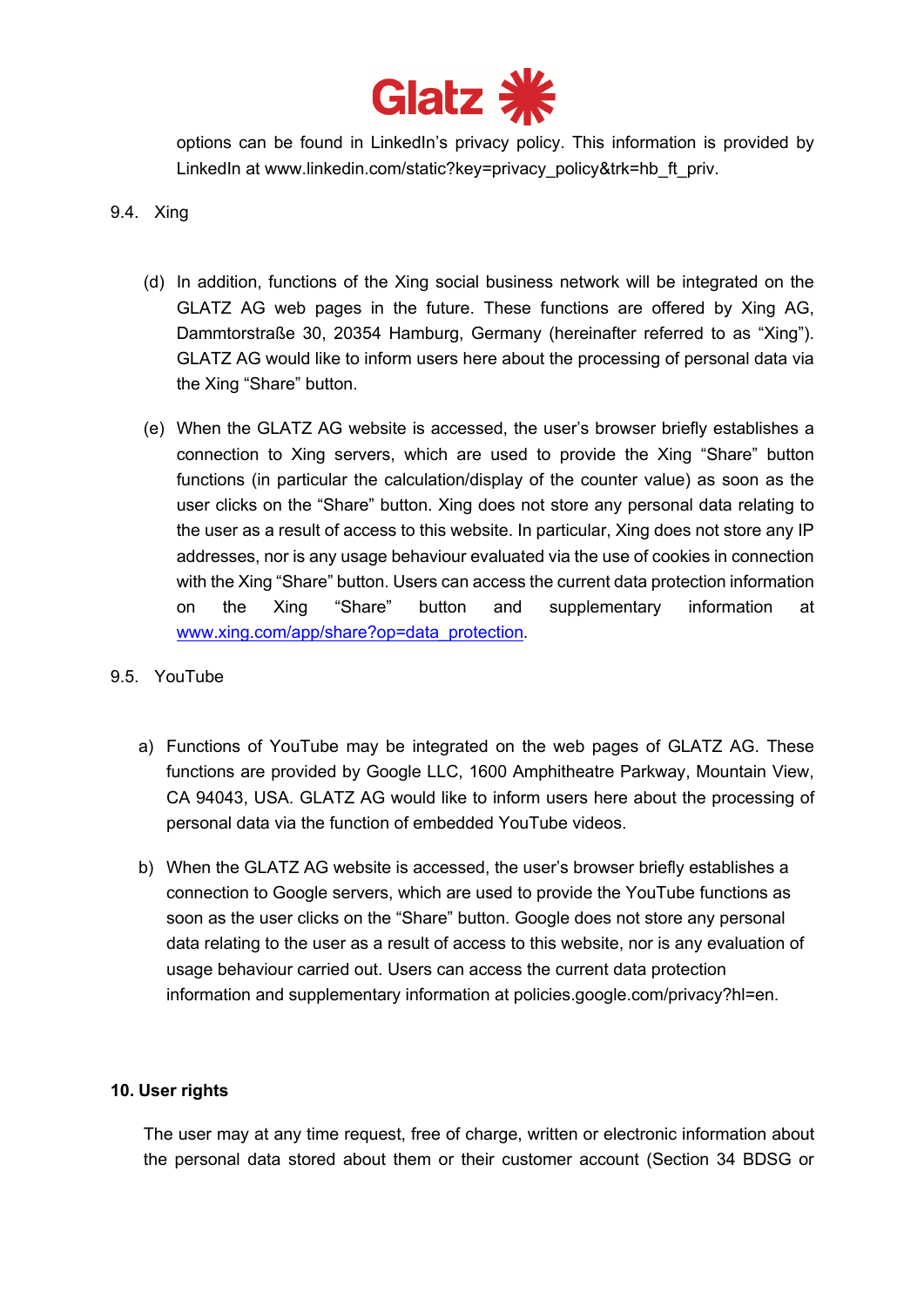options can be found in LinkedIn's privacy policy. This information is provided by LinkedIn at www.linkedin.com/static?key=privacy_policy&trk=hb_ft_priv.

9.4. Xing

(d) In addition, functions of the Xing social business network will be integrated on the GLATZ AG web pages in the future. These functions are offered by Xing AG, Dammtorstraße 30, 20354 Hamburg, Germany (hereinafter referred to as "Xing"). GLATZ AG would like to inform users here about the processing of personal data via the Xing "Share" button.

(e) When the GLATZ AG website is accessed, the user's browser briefly establishes a connection to Xing servers, which are used to provide the Xing "Share" button functions (in particular the calculation/display of the counter value) as soon as the user clicks on the "Share" button. Xing does not store any personal data relating to the user as a result of access to this website. In particular, Xing does not store any IP addresses, nor is any usage behaviour evaluated via the use of cookies in connection with the Xing "Share" button. Users can access the current data protection information on the Xing "Share" button and supplementary information at www.xing.com/app/share?op=data_protection.

9.5. YouTube

a) Functions of YouTube may be integrated on the web pages of GLATZ AG. These functions are provided by Google LLC, 1600 Amphitheatre Parkway, Mountain View, CA 94043, USA. GLATZ AG would like to inform users here about the processing of personal data via the function of embedded YouTube videos.

b) When the GLATZ AG website is accessed, the user's browser briefly establishes a connection to Google servers, which are used to provide the YouTube functions as soon as the user clicks on the "Share" button. Google does not store any personal data relating to the user as a result of access to this website, nor is any evaluation of usage behaviour carried out. Users can access the current data protection information and supplementary information at policies.google.com/privacy?hl=en.

**10. User rights**

The user may at any time request, free of charge, written or electronic information about the personal data stored about them or their customer account (Section 34 BDSG or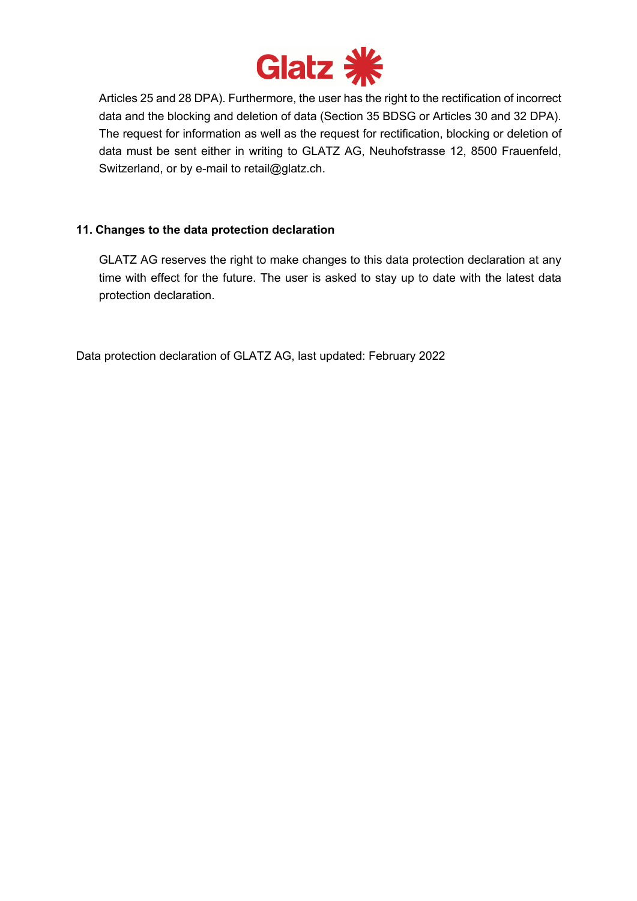Articles 25 and 28 DPA). Furthermore, the user has the right to the rectification of incorrect data and the blocking and deletion of data (Section 35 BDSG or Articles 30 and 32 DPA). The request for information as well as the request for rectification, blocking or deletion of data must be sent either in writing to GLATZ AG, Neuhofstrasse 12, 8500 Frauenfeld, Switzerland, or by e-mail to retail@glatz.ch.

**11. Changes to the data protection declaration**

GLATZ AG reserves the right to make changes to this data protection declaration at any time with effect for the future. The user is asked to stay up to date with the latest data protection declaration.

Data protection declaration of GLATZ AG, last updated: February 2022